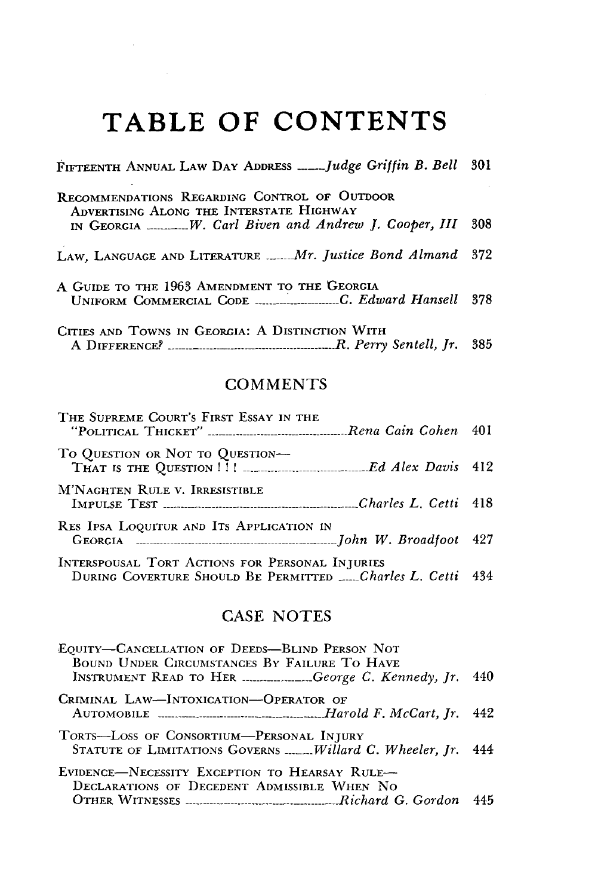# TABLE OF CONTENTS

FIFTEENTH ANNUAL LAW DAY ADDRESS ——— *Judge Griffin B. Bell* 301

RECOMMENDATIONS REGARDING CONTROL OF OUTDOOR ADVERTISING ALONG THE INTERSTATE HIGHWAY IN GEORGIA ——— *W. Carl Biven and Andrew J. Cooper, III* 308

LAW, LANGUAGE AND LITERATURE ——— *Mr. Justice Bond Almand* 372

A GUIDE TO THE 1963 AMENDMENT TO THE GEORGIA UNIFORM COMMERCIAL CODE ——— *C. Edward Hansell* 378

CITIES AND TOWNS IN GEORGIA: A DISTINCTION WITH A DIFFERENCE? ——— *R. Perry Sentell, Jr.* 385

## COMMENTS

THE SUPREME COURT'S FIRST ESSAY IN THE "POLITICAL THICKET" ——— *Rena Cain Cohen* 401

TO QUESTION OR NOT TO QUESTION—THAT IS THE QUESTION ! ! ! ——— *Ed Alex Davis* 412

M'NAGHTEN RULE v. IRRESISTIBLE IMPULSE TEST ——— *Charles L. Cetti* 418

RES IPSA LOQUITUR AND ITS APPLICATION IN GEORGIA ——— *John W. Broadfoot* 427

INTERSPOUSAL TORT ACTIONS FOR PERSONAL INJURIES DURING COVERTURE SHOULD BE PERMITTED ——— *Charles L. Cetti* 434

## CASE NOTES

EQUITY—CANCELLATION OF DEEDS—BLIND PERSON NOT BOUND UNDER CIRCUMSTANCES BY FAILURE TO HAVE INSTRUMENT READ TO HER ——— *George C. Kennedy, Jr.* 440

CRIMINAL LAW—INTOXICATION—OPERATOR OF AUTOMOBILE ——— *Harold F. McCart, Jr.* 442

TORTS—LOSS OF CONSORTIUM—PERSONAL INJURY STATUTE OF LIMITATIONS GOVERNS ——— *Willard C. Wheeler, Jr.* 444

EVIDENCE—NECESSITY EXCEPTION TO HEARSAY RULE—DECLARATIONS OF DECEDENT ADMISSIBLE WHEN NO OTHER WITNESSES ——— *Richard G. Gordon* 445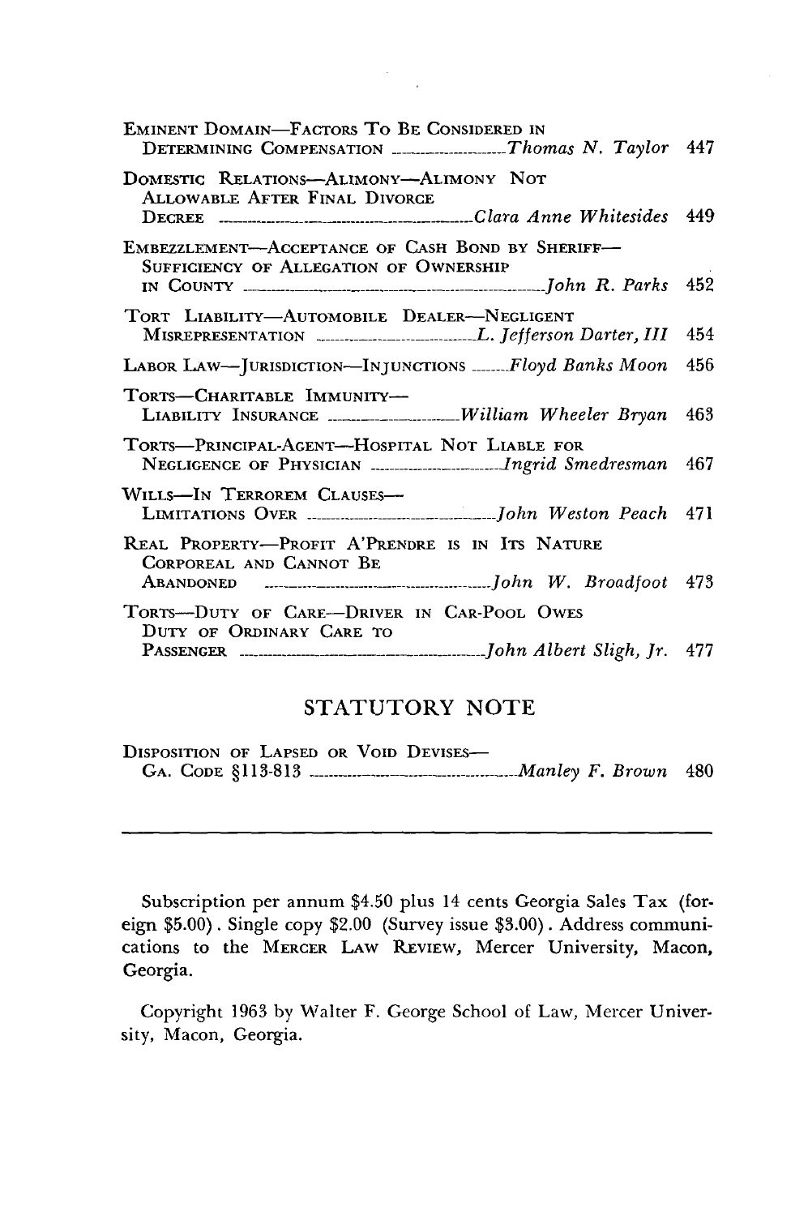EMINENT DOMAIN—FACTORS TO BE CONSIDERED IN DETERMINING COMPENSATION ............ *Thomas N. Taylor* 447

DOMESTIC RELATIONS—ALIMONY—ALIMONY NOT ALLOWABLE AFTER FINAL DIVORCE DECREE ............ *Clara Anne Whitesides* 449

EMBEZZLEMENT—ACCEPTANCE OF CASH BOND BY SHERIFF—SUFFICIENCY OF ALLEGATION OF OWNERSHIP IN COUNTY ............ *John R. Parks* 452

TORT LIABILITY—AUTOMOBILE DEALER—NEGLIGENT MISREPRESENTATION ............ *L. Jefferson Darter, III* 454

LABOR LAW—JURISDICTION—INJUNCTIONS ............ *Floyd Banks Moon* 456

TORTS—CHARITABLE IMMUNITY—LIABILITY INSURANCE ............ *William Wheeler Bryan* 463

TORTS—PRINCIPAL-AGENT—HOSPITAL NOT LIABLE FOR NEGLIGENCE OF PHYSICIAN ............ *Ingrid Smedresman* 467

WILLS—IN TERROREM CLAUSES—LIMITATIONS OVER ............ *John Weston Peach* 471

REAL PROPERTY—PROFIT A'PRENDRE IS IN ITS NATURE CORPOREAL AND CANNOT BE ABANDONED ............ *John W. Broadfoot* 473

TORTS—DUTY OF CARE—DRIVER IN CAR-POOL OWES DUTY OF ORDINARY CARE TO PASSENGER ............ *John Albert Sligh, Jr.* 477

## STATUTORY NOTE

DISPOSITION OF LAPSED OR VOID DEVISES—GA. CODE §113-813 ............ *Manley F. Brown* 480

---

Subscription per annum $4.50 plus 14 cents Georgia Sales Tax (foreign $5.00). Single copy $2.00 (Survey issue $3.00). Address communications to the MERCER LAW REVIEW, Mercer University, Macon, Georgia.

Copyright 1963 by Walter F. George School of Law, Mercer University, Macon, Georgia.